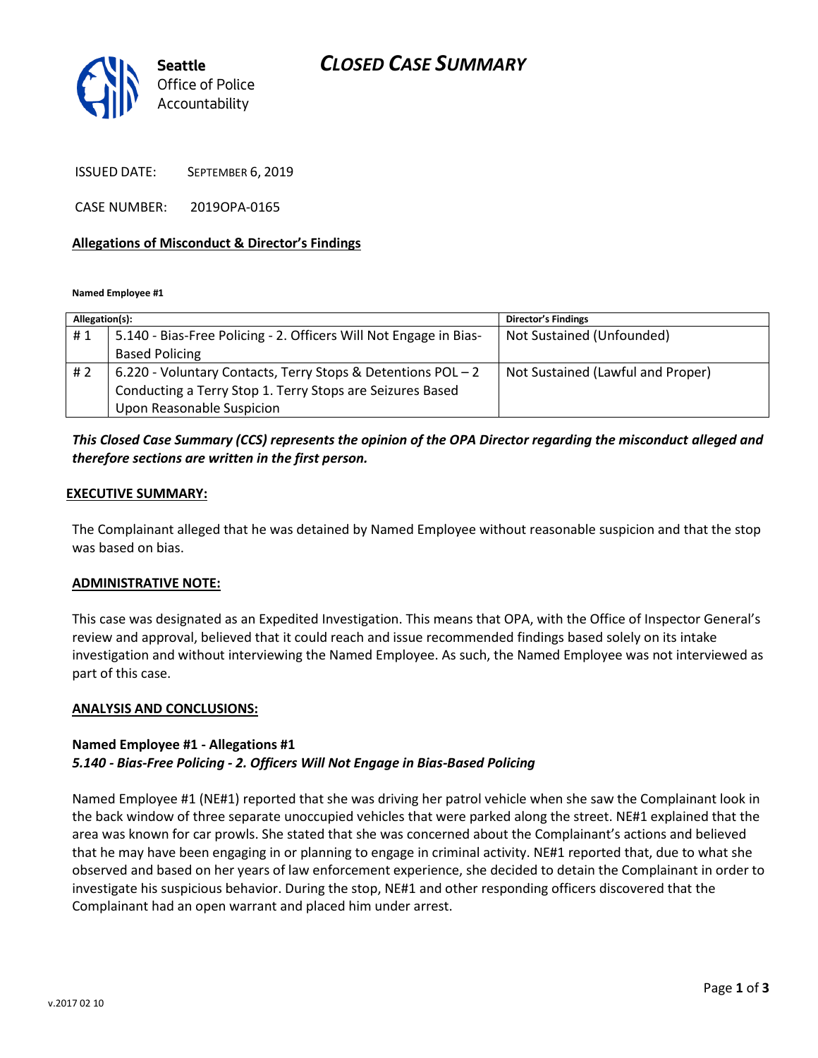# CLOSED CASE SUMMARY

Seattle Office of Police Accountability

ISSUED DATE: SEPTEMBER 6, 2019

CASE NUMBER: 2019OPA-0165

**Allegations of Misconduct & Director's Findings**

**Named Employee #1**

| Allegation(s): | | Director's Findings |
|---|---|---|
| # 1 | 5.140 - Bias-Free Policing - 2. Officers Will Not Engage in Bias-Based Policing | Not Sustained (Unfounded) |
| # 2 | 6.220 - Voluntary Contacts, Terry Stops & Detentions POL – 2 Conducting a Terry Stop 1. Terry Stops are Seizures Based Upon Reasonable Suspicion | Not Sustained (Lawful and Proper) |

***This Closed Case Summary (CCS) represents the opinion of the OPA Director regarding the misconduct alleged and therefore sections are written in the first person.***

**EXECUTIVE SUMMARY:**

The Complainant alleged that he was detained by Named Employee without reasonable suspicion and that the stop was based on bias.

**ADMINISTRATIVE NOTE:**

This case was designated as an Expedited Investigation. This means that OPA, with the Office of Inspector General's review and approval, believed that it could reach and issue recommended findings based solely on its intake investigation and without interviewing the Named Employee. As such, the Named Employee was not interviewed as part of this case.

**ANALYSIS AND CONCLUSIONS:**

**Named Employee #1 - Allegations #1**
***5.140 - Bias-Free Policing - 2. Officers Will Not Engage in Bias-Based Policing***

Named Employee #1 (NE#1) reported that she was driving her patrol vehicle when she saw the Complainant look in the back window of three separate unoccupied vehicles that were parked along the street. NE#1 explained that the area was known for car prowls. She stated that she was concerned about the Complainant's actions and believed that he may have been engaging in or planning to engage in criminal activity. NE#1 reported that, due to what she observed and based on her years of law enforcement experience, she decided to detain the Complainant in order to investigate his suspicious behavior. During the stop, NE#1 and other responding officers discovered that the Complainant had an open warrant and placed him under arrest.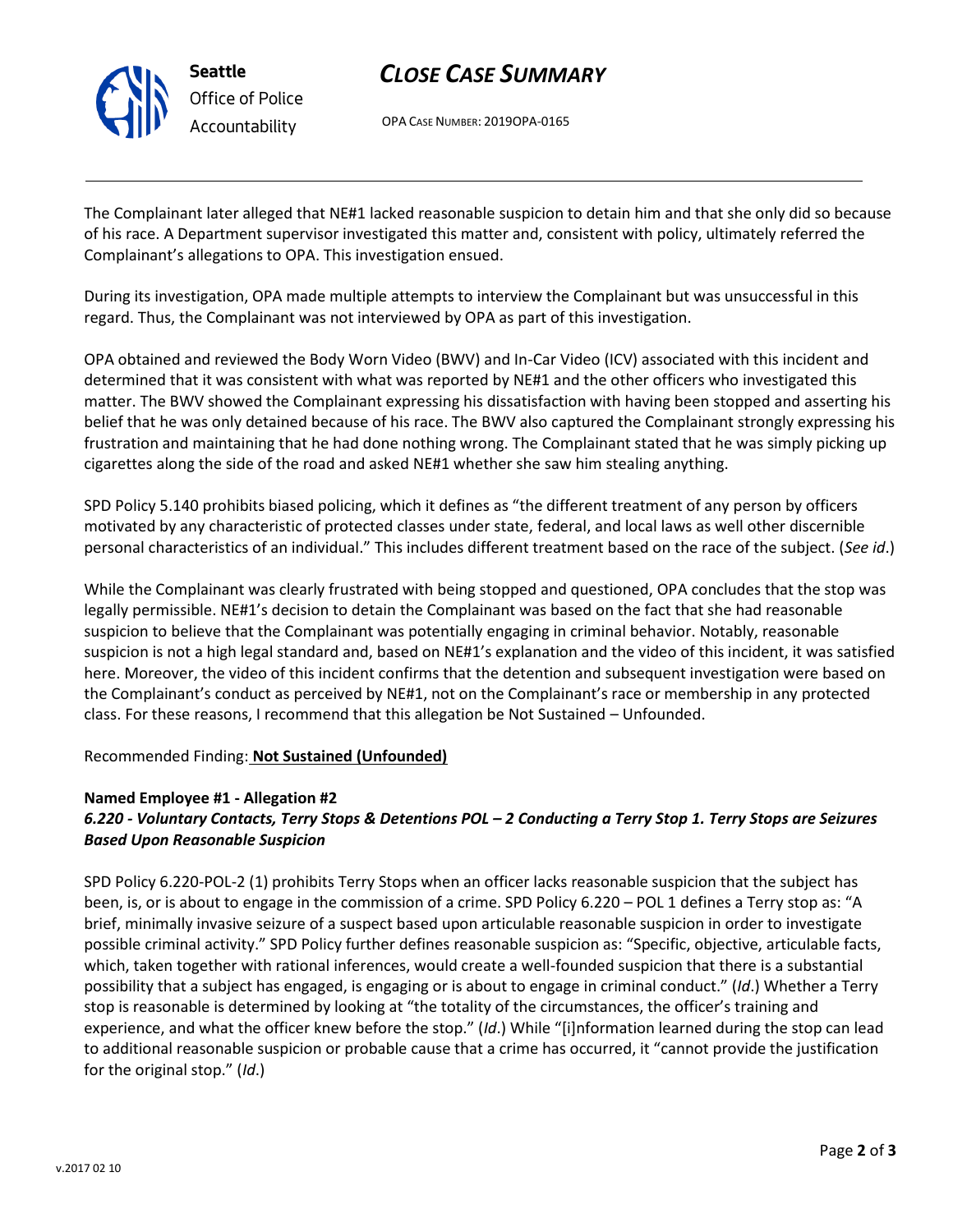The Complainant later alleged that NE#1 lacked reasonable suspicion to detain him and that she only did so because of his race. A Department supervisor investigated this matter and, consistent with policy, ultimately referred the Complainant's allegations to OPA. This investigation ensued.

During its investigation, OPA made multiple attempts to interview the Complainant but was unsuccessful in this regard. Thus, the Complainant was not interviewed by OPA as part of this investigation.

OPA obtained and reviewed the Body Worn Video (BWV) and In-Car Video (ICV) associated with this incident and determined that it was consistent with what was reported by NE#1 and the other officers who investigated this matter. The BWV showed the Complainant expressing his dissatisfaction with having been stopped and asserting his belief that he was only detained because of his race. The BWV also captured the Complainant strongly expressing his frustration and maintaining that he had done nothing wrong. The Complainant stated that he was simply picking up cigarettes along the side of the road and asked NE#1 whether she saw him stealing anything.

SPD Policy 5.140 prohibits biased policing, which it defines as "the different treatment of any person by officers motivated by any characteristic of protected classes under state, federal, and local laws as well other discernible personal characteristics of an individual." This includes different treatment based on the race of the subject. (*See id*.)

While the Complainant was clearly frustrated with being stopped and questioned, OPA concludes that the stop was legally permissible. NE#1's decision to detain the Complainant was based on the fact that she had reasonable suspicion to believe that the Complainant was potentially engaging in criminal behavior. Notably, reasonable suspicion is not a high legal standard and, based on NE#1's explanation and the video of this incident, it was satisfied here. Moreover, the video of this incident confirms that the detention and subsequent investigation were based on the Complainant's conduct as perceived by NE#1, not on the Complainant's race or membership in any protected class. For these reasons, I recommend that this allegation be Not Sustained – Unfounded.

Recommended Finding: **Not Sustained (Unfounded)**

**Named Employee #1 - Allegation #2**
***6.220 - Voluntary Contacts, Terry Stops & Detentions POL – 2 Conducting a Terry Stop 1. Terry Stops are Seizures Based Upon Reasonable Suspicion***

SPD Policy 6.220-POL-2 (1) prohibits Terry Stops when an officer lacks reasonable suspicion that the subject has been, is, or is about to engage in the commission of a crime. SPD Policy 6.220 – POL 1 defines a Terry stop as: "A brief, minimally invasive seizure of a suspect based upon articulable reasonable suspicion in order to investigate possible criminal activity." SPD Policy further defines reasonable suspicion as: "Specific, objective, articulable facts, which, taken together with rational inferences, would create a well-founded suspicion that there is a substantial possibility that a subject has engaged, is engaging or is about to engage in criminal conduct." (*Id*.) Whether a Terry stop is reasonable is determined by looking at "the totality of the circumstances, the officer's training and experience, and what the officer knew before the stop." (*Id*.) While "[i]nformation learned during the stop can lead to additional reasonable suspicion or probable cause that a crime has occurred, it "cannot provide the justification for the original stop." (*Id*.)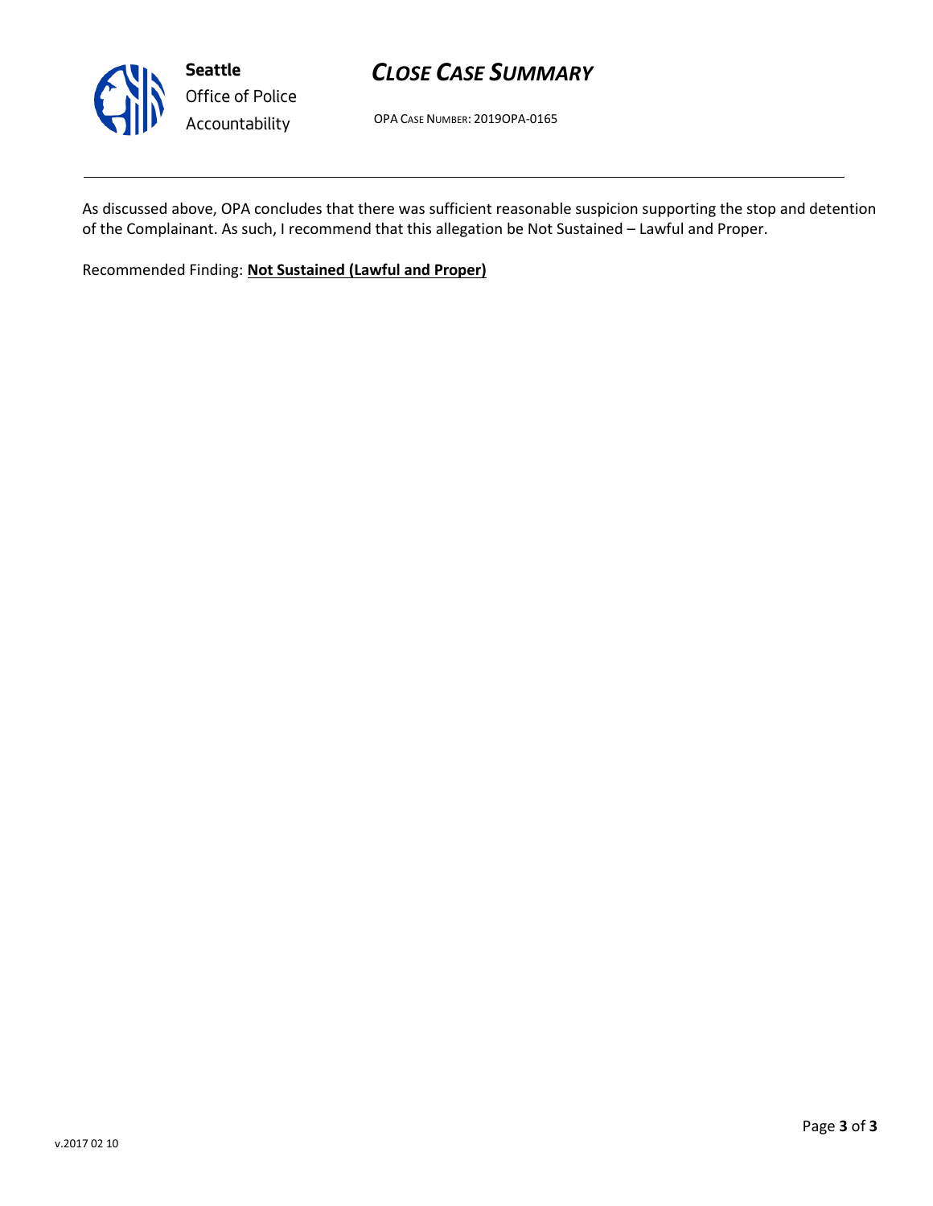As discussed above, OPA concludes that there was sufficient reasonable suspicion supporting the stop and detention of the Complainant. As such, I recommend that this allegation be Not Sustained – Lawful and Proper.

Recommended Finding: **Not Sustained (Lawful and Proper)**